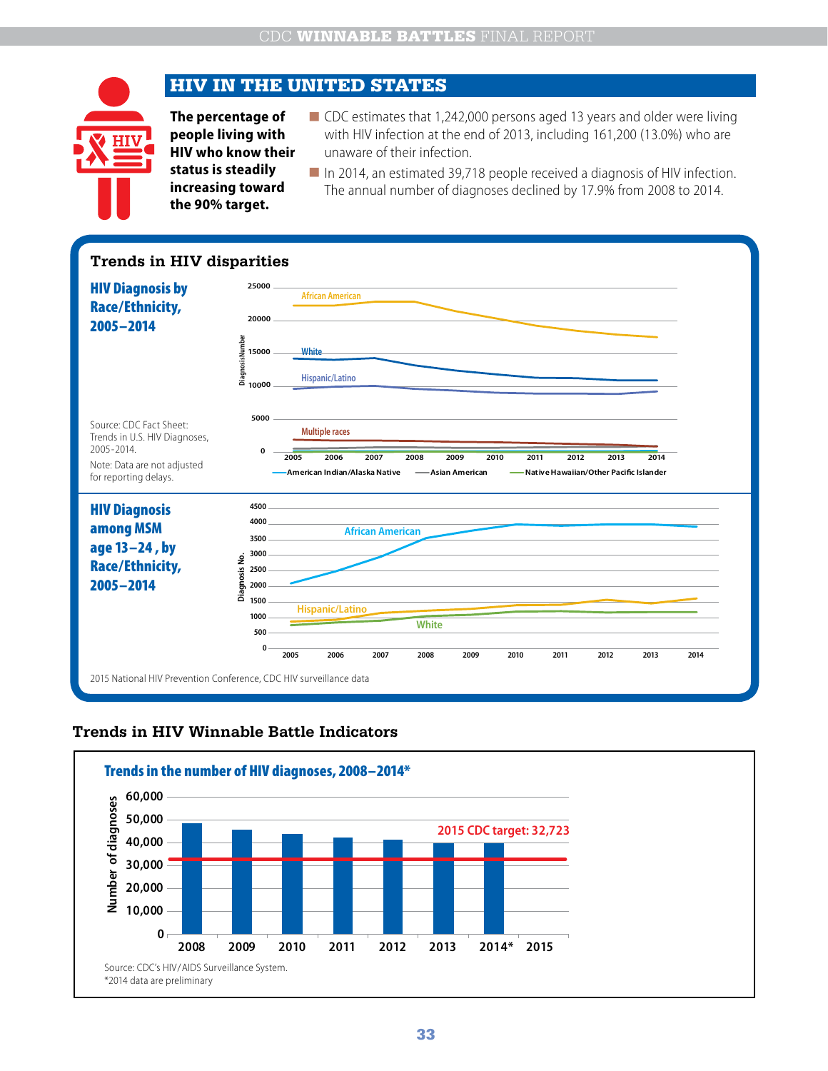# HIV IN THE UNITED STATES

**The percentage of people living with HIV who know their status is steadily increasing toward the 90% target.**

- CDC estimates that 1,242,000 persons aged 13 years and older were living with HIV infection at the end of 2013, including 161,200 (13.0%) who are unaware of their infection.
- In 2014, an estimated 39,718 people received a diagnosis of HIV infection. The annual number of diagnoses declined by 17.9% from 2008 to 2014.

## Trends in HIV disparities

### HIV Diagnosis by Race/Ethnicity, 2005–2014

Source: CDC Fact Sheet: Trends in U.S. HIV Diagnoses, 2005-2014.

Note: Data are not adjusted for reporting delays.

### HIV Diagnosis among MSM age 13–24, by Race/Ethnicity, 2005–2014

2015 National HIV Prevention Conference, CDC HIV surveillance data

## Trends in HIV Winnable Battle Indicators

### Trends in the number of HIV diagnoses, 2008–2014*

2015 CDC target: 32,723

Source: CDC's HIV/AIDS Surveillance System.
*2014 data are preliminary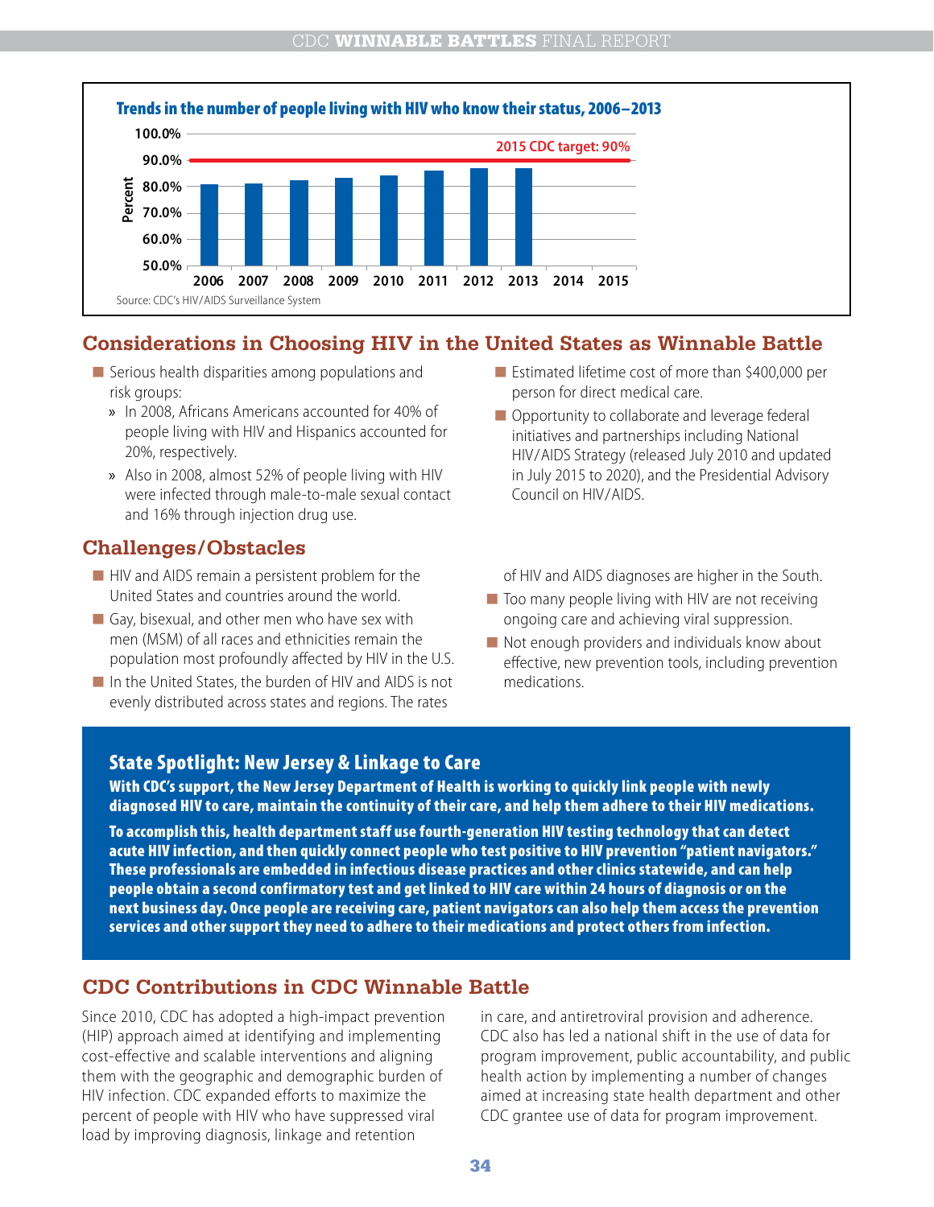**Trends in the number of people living with HIV who know their status, 2006–2013**

| Year | Percent |
|---|---|
| 2006 | ~81% |
| 2007 | ~81% |
| 2008 | ~82% |
| 2009 | ~83% |
| 2010 | ~84% |
| 2011 | ~86% |
| 2012 | ~87% |
| 2013 | ~87% |
| 2014 | |
| 2015 | |

2015 CDC target: 90%

Source: CDC's HIV/AIDS Surveillance System

## Considerations in Choosing HIV in the United States as Winnable Battle

- Serious health disparities among populations and risk groups:
  - In 2008, Africans Americans accounted for 40% of people living with HIV and Hispanics accounted for 20%, respectively.
  - Also in 2008, almost 52% of people living with HIV were infected through male-to-male sexual contact and 16% through injection drug use.
- Estimated lifetime cost of more than $400,000 per person for direct medical care.
- Opportunity to collaborate and leverage federal initiatives and partnerships including National HIV/AIDS Strategy (released July 2010 and updated in July 2015 to 2020), and the Presidential Advisory Council on HIV/AIDS.

## Challenges/Obstacles

- HIV and AIDS remain a persistent problem for the United States and countries around the world.
- Gay, bisexual, and other men who have sex with men (MSM) of all races and ethnicities remain the population most profoundly affected by HIV in the U.S.
- In the United States, the burden of HIV and AIDS is not evenly distributed across states and regions. The rates of HIV and AIDS diagnoses are higher in the South.
- Too many people living with HIV are not receiving ongoing care and achieving viral suppression.
- Not enough providers and individuals know about effective, new prevention tools, including prevention medications.

### State Spotlight: New Jersey & Linkage to Care

**With CDC's support, the New Jersey Department of Health is working to quickly link people with newly diagnosed HIV to care, maintain the continuity of their care, and help them adhere to their HIV medications.**

**To accomplish this, health department staff use fourth-generation HIV testing technology that can detect acute HIV infection, and then quickly connect people who test positive to HIV prevention "patient navigators." These professionals are embedded in infectious disease practices and other clinics statewide, and can help people obtain a second confirmatory test and get linked to HIV care within 24 hours of diagnosis or on the next business day. Once people are receiving care, patient navigators can also help them access the prevention services and other support they need to adhere to their medications and protect others from infection.**

## CDC Contributions in CDC Winnable Battle

Since 2010, CDC has adopted a high-impact prevention (HIP) approach aimed at identifying and implementing cost-effective and scalable interventions and aligning them with the geographic and demographic burden of HIV infection. CDC expanded efforts to maximize the percent of people with HIV who have suppressed viral load by improving diagnosis, linkage and retention in care, and antiretroviral provision and adherence. CDC also has led a national shift in the use of data for program improvement, public accountability, and public health action by implementing a number of changes aimed at increasing state health department and other CDC grantee use of data for program improvement.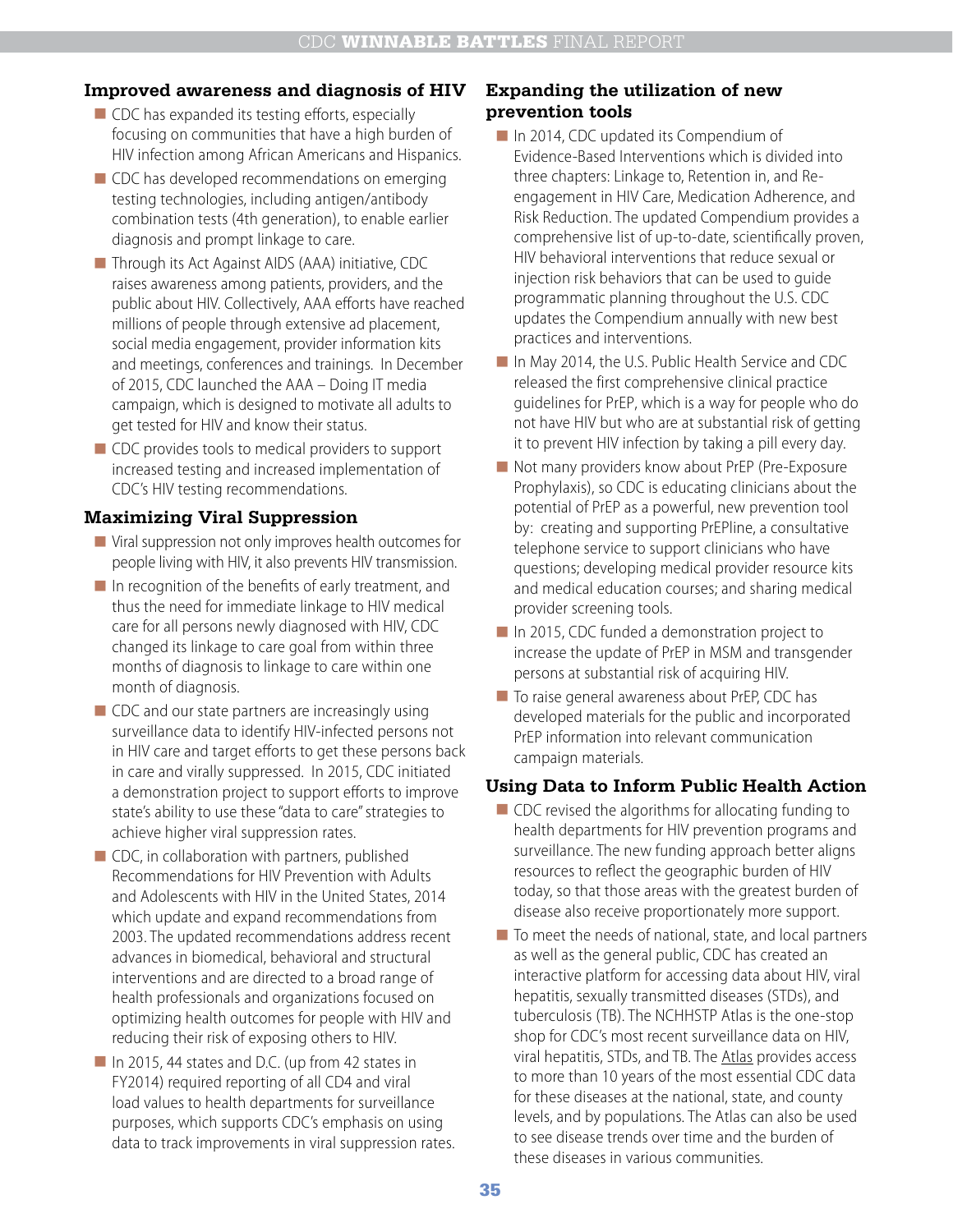### Improved awareness and diagnosis of HIV

- CDC has expanded its testing efforts, especially focusing on communities that have a high burden of HIV infection among African Americans and Hispanics.
- CDC has developed recommendations on emerging testing technologies, including antigen/antibody combination tests (4th generation), to enable earlier diagnosis and prompt linkage to care.
- Through its Act Against AIDS (AAA) initiative, CDC raises awareness among patients, providers, and the public about HIV. Collectively, AAA efforts have reached millions of people through extensive ad placement, social media engagement, provider information kits and meetings, conferences and trainings. In December of 2015, CDC launched the AAA – Doing IT media campaign, which is designed to motivate all adults to get tested for HIV and know their status.
- CDC provides tools to medical providers to support increased testing and increased implementation of CDC's HIV testing recommendations.

### Maximizing Viral Suppression

- Viral suppression not only improves health outcomes for people living with HIV, it also prevents HIV transmission.
- In recognition of the benefits of early treatment, and thus the need for immediate linkage to HIV medical care for all persons newly diagnosed with HIV, CDC changed its linkage to care goal from within three months of diagnosis to linkage to care within one month of diagnosis.
- CDC and our state partners are increasingly using surveillance data to identify HIV-infected persons not in HIV care and target efforts to get these persons back in care and virally suppressed. In 2015, CDC initiated a demonstration project to support efforts to improve state's ability to use these "data to care" strategies to achieve higher viral suppression rates.
- CDC, in collaboration with partners, published Recommendations for HIV Prevention with Adults and Adolescents with HIV in the United States, 2014 which update and expand recommendations from 2003. The updated recommendations address recent advances in biomedical, behavioral and structural interventions and are directed to a broad range of health professionals and organizations focused on optimizing health outcomes for people with HIV and reducing their risk of exposing others to HIV.
- In 2015, 44 states and D.C. (up from 42 states in FY2014) required reporting of all CD4 and viral load values to health departments for surveillance purposes, which supports CDC's emphasis on using data to track improvements in viral suppression rates.

### Expanding the utilization of new prevention tools

- In 2014, CDC updated its Compendium of Evidence-Based Interventions which is divided into three chapters: Linkage to, Retention in, and Re-engagement in HIV Care, Medication Adherence, and Risk Reduction. The updated Compendium provides a comprehensive list of up-to-date, scientifically proven, HIV behavioral interventions that reduce sexual or injection risk behaviors that can be used to guide programmatic planning throughout the U.S. CDC updates the Compendium annually with new best practices and interventions.
- In May 2014, the U.S. Public Health Service and CDC released the first comprehensive clinical practice guidelines for PrEP, which is a way for people who do not have HIV but who are at substantial risk of getting it to prevent HIV infection by taking a pill every day.
- Not many providers know about PrEP (Pre-Exposure Prophylaxis), so CDC is educating clinicians about the potential of PrEP as a powerful, new prevention tool by: creating and supporting PrEPline, a consultative telephone service to support clinicians who have questions; developing medical provider resource kits and medical education courses; and sharing medical provider screening tools.
- In 2015, CDC funded a demonstration project to increase the update of PrEP in MSM and transgender persons at substantial risk of acquiring HIV.
- To raise general awareness about PrEP, CDC has developed materials for the public and incorporated PrEP information into relevant communication campaign materials.

### Using Data to Inform Public Health Action

- CDC revised the algorithms for allocating funding to health departments for HIV prevention programs and surveillance. The new funding approach better aligns resources to reflect the geographic burden of HIV today, so that those areas with the greatest burden of disease also receive proportionately more support.
- To meet the needs of national, state, and local partners as well as the general public, CDC has created an interactive platform for accessing data about HIV, viral hepatitis, sexually transmitted diseases (STDs), and tuberculosis (TB). The NCHHSTP Atlas is the one-stop shop for CDC's most recent surveillance data on HIV, viral hepatitis, STDs, and TB. The Atlas provides access to more than 10 years of the most essential CDC data for these diseases at the national, state, and county levels, and by populations. The Atlas can also be used to see disease trends over time and the burden of these diseases in various communities.